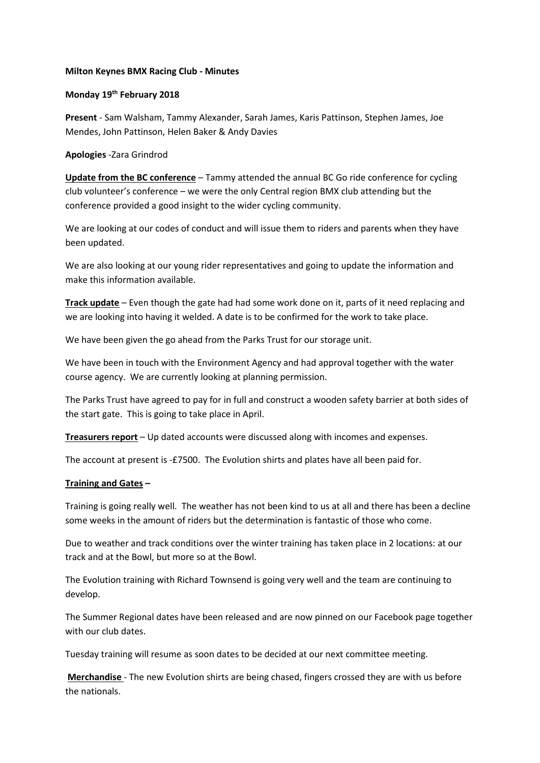**Milton Keynes BMX Racing Club - Minutes**

**Monday 19th February 2018**

**Present** - Sam Walsham, Tammy Alexander, Sarah James, Karis Pattinson, Stephen James, Joe Mendes, John Pattinson, Helen Baker & Andy Davies

**Apologies** -Zara Grindrod

**Update from the BC conference** – Tammy attended the annual BC Go ride conference for cycling club volunteer's conference – we were the only Central region BMX club attending but the conference provided a good insight to the wider cycling community.

We are looking at our codes of conduct and will issue them to riders and parents when they have been updated.

We are also looking at our young rider representatives and going to update the information and make this information available.

**Track update** – Even though the gate had had some work done on it, parts of it need replacing and we are looking into having it welded. A date is to be confirmed for the work to take place.

We have been given the go ahead from the Parks Trust for our storage unit.

We have been in touch with the Environment Agency and had approval together with the water course agency. We are currently looking at planning permission.

The Parks Trust have agreed to pay for in full and construct a wooden safety barrier at both sides of the start gate. This is going to take place in April.

**Treasurers report** – Up dated accounts were discussed along with incomes and expenses.

The account at present is -£7500. The Evolution shirts and plates have all been paid for.

**Training and Gates –**

Training is going really well. The weather has not been kind to us at all and there has been a decline some weeks in the amount of riders but the determination is fantastic of those who come.

Due to weather and track conditions over the winter training has taken place in 2 locations: at our track and at the Bowl, but more so at the Bowl.

The Evolution training with Richard Townsend is going very well and the team are continuing to develop.

The Summer Regional dates have been released and are now pinned on our Facebook page together with our club dates.

Tuesday training will resume as soon dates to be decided at our next committee meeting.

**Merchandise** - The new Evolution shirts are being chased, fingers crossed they are with us before the nationals.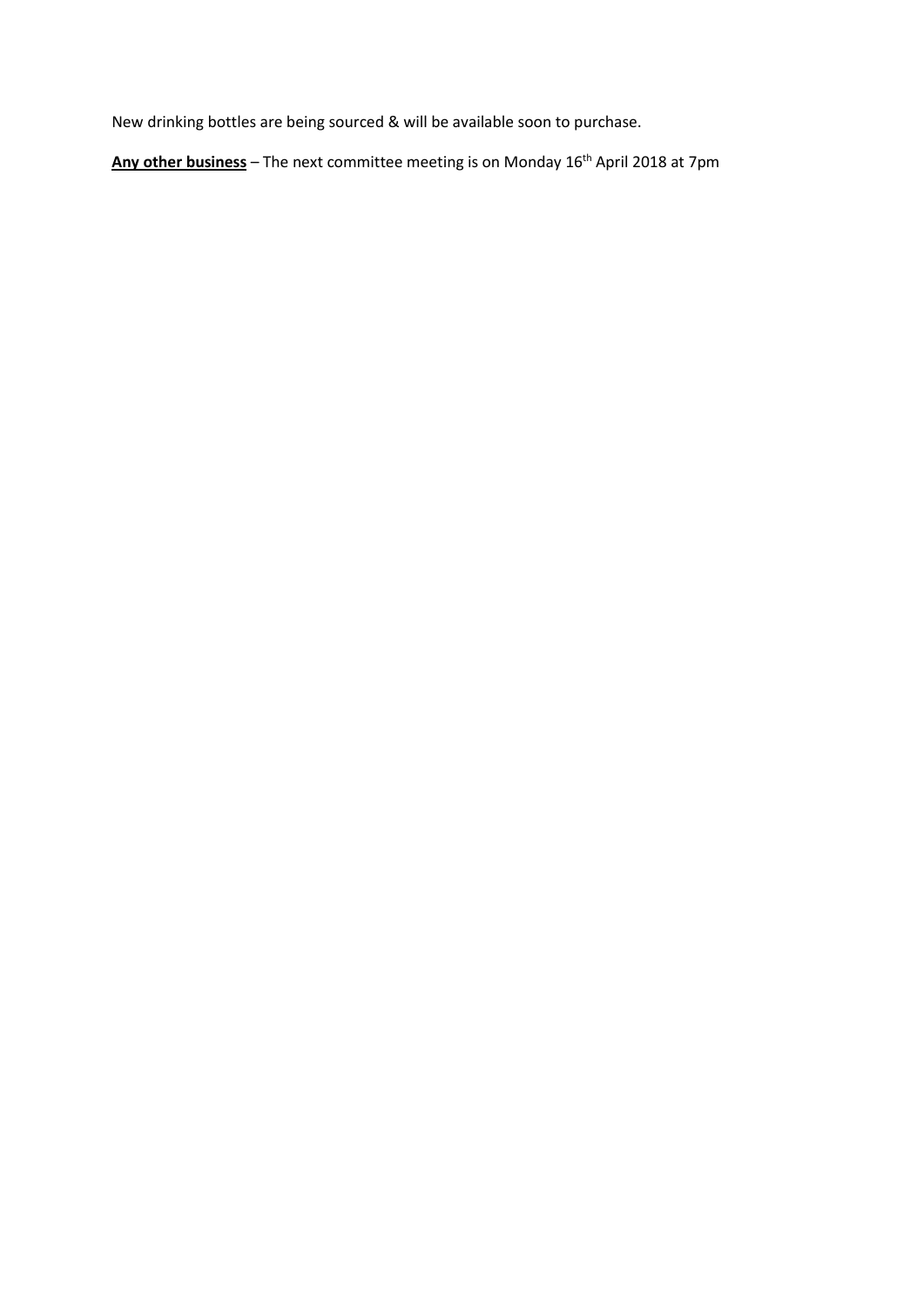New drinking bottles are being sourced & will be available soon to purchase.

**Any other business** – The next committee meeting is on Monday 16th April 2018 at 7pm